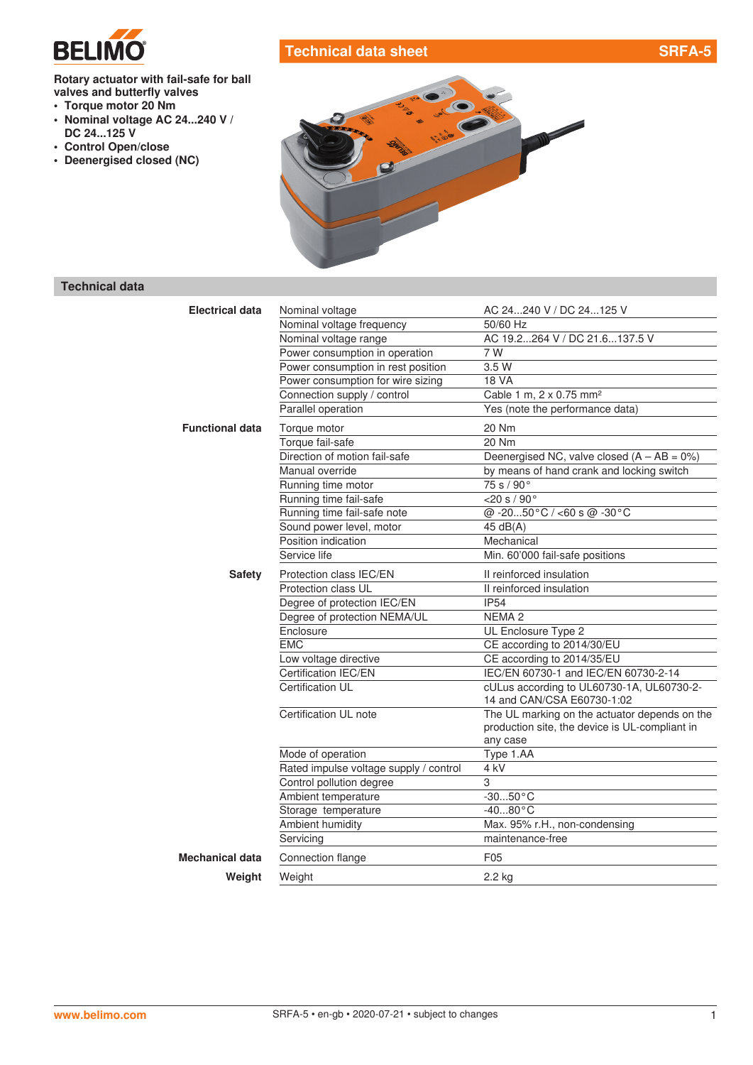# Technical data sheet SRFA-5

**Rotary actuator with fail-safe for ball valves and butterfly valves**

- **Torque motor 20 Nm**
- **Nominal voltage AC 24...240 V / DC 24...125 V**
- **Control Open/close**
- **Deenergised closed (NC)**

## Technical data

| | | |
|---|---|---|
| **Electrical data** | Nominal voltage | AC 24...240 V / DC 24...125 V |
| | Nominal voltage frequency | 50/60 Hz |
| | Nominal voltage range | AC 19.2...264 V / DC 21.6...137.5 V |
| | Power consumption in operation | 7 W |
| | Power consumption in rest position | 3.5 W |
| | Power consumption for wire sizing | 18 VA |
| | Connection supply / control | Cable 1 m, 2 x 0.75 mm² |
| | Parallel operation | Yes (note the performance data) |
| **Functional data** | Torque motor | 20 Nm |
| | Torque fail-safe | 20 Nm |
| | Direction of motion fail-safe | Deenergised NC, valve closed (A – AB = 0%) |
| | Manual override | by means of hand crank and locking switch |
| | Running time motor | 75 s / 90° |
| | Running time fail-safe | <20 s / 90° |
| | Running time fail-safe note | @ -20...50°C / <60 s @ -30°C |
| | Sound power level, motor | 45 dB(A) |
| | Position indication | Mechanical |
| | Service life | Min. 60'000 fail-safe positions |
| **Safety** | Protection class IEC/EN | II reinforced insulation |
| | Protection class UL | II reinforced insulation |
| | Degree of protection IEC/EN | IP54 |
| | Degree of protection NEMA/UL | NEMA 2 |
| | Enclosure | UL Enclosure Type 2 |
| | EMC | CE according to 2014/30/EU |
| | Low voltage directive | CE according to 2014/35/EU |
| | Certification IEC/EN | IEC/EN 60730-1 and IEC/EN 60730-2-14 |
| | Certification UL | cULus according to UL60730-1A, UL60730-2-14 and CAN/CSA E60730-1:02 |
| | Certification UL note | The UL marking on the actuator depends on the production site, the device is UL-compliant in any case |
| | Mode of operation | Type 1.AA |
| | Rated impulse voltage supply / control | 4 kV |
| | Control pollution degree | 3 |
| | Ambient temperature | -30...50°C |
| | Storage temperature | -40...80°C |
| | Ambient humidity | Max. 95% r.H., non-condensing |
| | Servicing | maintenance-free |
| **Mechanical data** | Connection flange | F05 |
| **Weight** | Weight | 2.2 kg |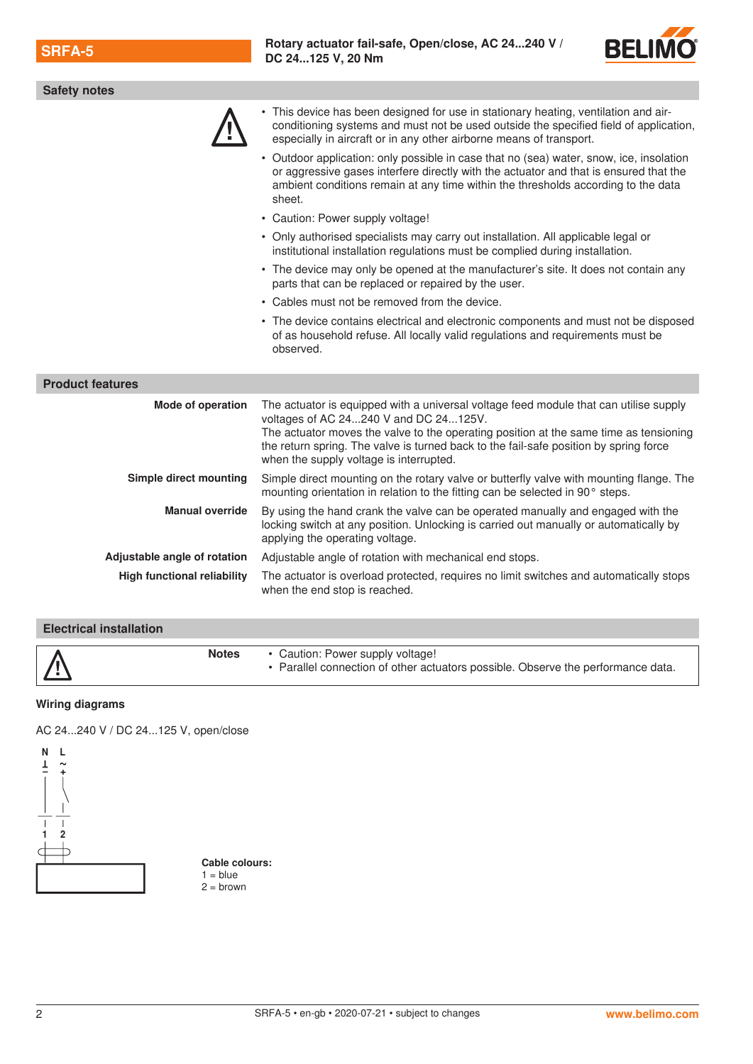## Safety notes

- This device has been designed for use in stationary heating, ventilation and air-conditioning systems and must not be used outside the specified field of application, especially in aircraft or in any other airborne means of transport.
- Outdoor application: only possible in case that no (sea) water, snow, ice, insolation or aggressive gases interfere directly with the actuator and that is ensured that the ambient conditions remain at any time within the thresholds according to the data sheet.
- Caution: Power supply voltage!
- Only authorised specialists may carry out installation. All applicable legal or institutional installation regulations must be complied during installation.
- The device may only be opened at the manufacturer's site. It does not contain any parts that can be replaced or repaired by the user.
- Cables must not be removed from the device.
- The device contains electrical and electronic components and must not be disposed of as household refuse. All locally valid regulations and requirements must be observed.

## Product features

**Mode of operation**
The actuator is equipped with a universal voltage feed module that can utilise supply voltages of AC 24...240 V and DC 24...125V.
The actuator moves the valve to the operating position at the same time as tensioning the return spring. The valve is turned back to the fail-safe position by spring force when the supply voltage is interrupted.

**Simple direct mounting**
Simple direct mounting on the rotary valve or butterfly valve with mounting flange. The mounting orientation in relation to the fitting can be selected in 90° steps.

**Manual override**
By using the hand crank the valve can be operated manually and engaged with the locking switch at any position. Unlocking is carried out manually or automatically by applying the operating voltage.

**Adjustable angle of rotation**
Adjustable angle of rotation with mechanical end stops.

**High functional reliability**
The actuator is overload protected, requires no limit switches and automatically stops when the end stop is reached.

## Electrical installation

**Notes**

- Caution: Power supply voltage!
- Parallel connection of other actuators possible. Observe the performance data.

### Wiring diagrams

AC 24...240 V / DC 24...125 V, open/close

N ⊥ –  L ~ +

1  2

**Cable colours:**
1 = blue
2 = brown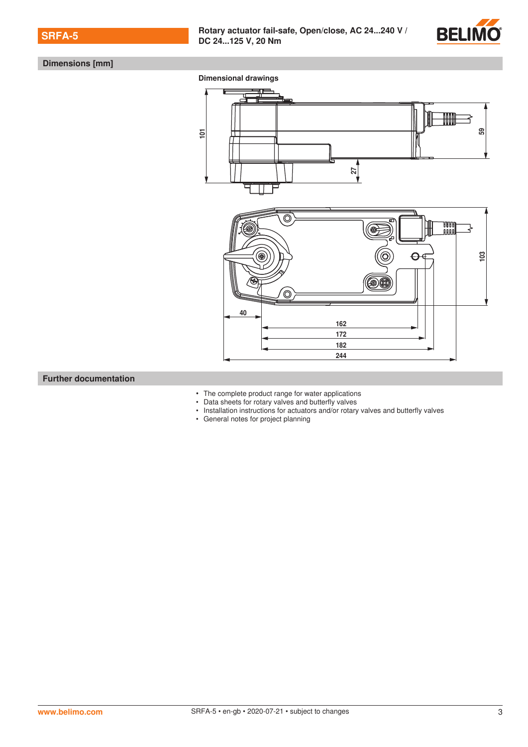## Dimensions [mm]

### Dimensional drawings

101

59

27

103

40

162

172

182

244

## Further documentation

- The complete product range for water applications
- Data sheets for rotary valves and butterfly valves
- Installation instructions for actuators and/or rotary valves and butterfly valves
- General notes for project planning